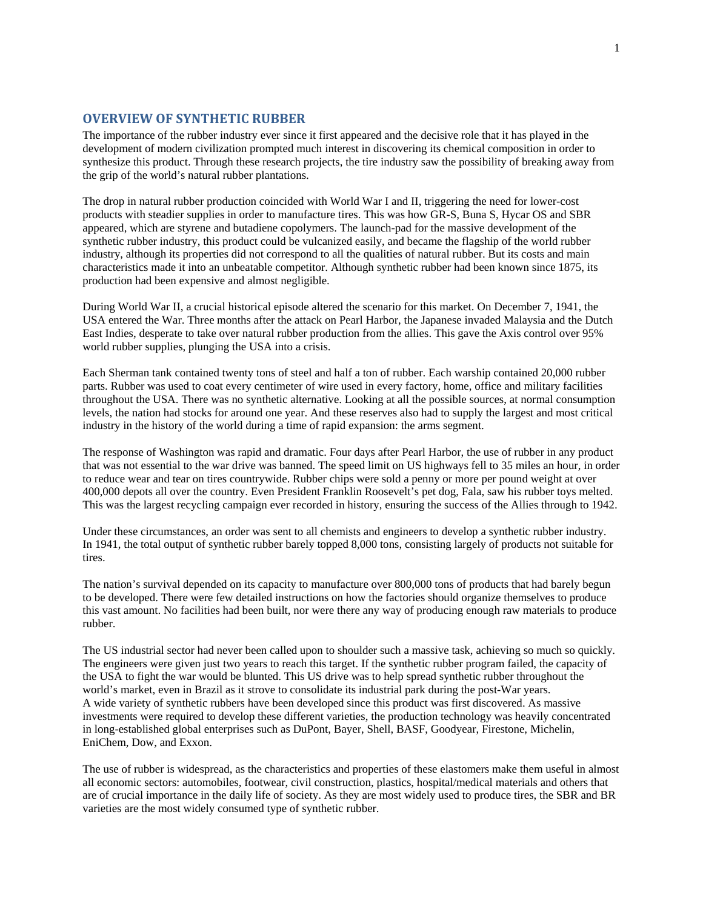## OVERVIEW OF SYNTHETIC RUBBER

The importance of the rubber industry ever since it first appeared and the decisive role that it has played in the development of modern civilization prompted much interest in discovering its chemical composition in order to synthesize this product. Through these research projects, the tire industry saw the possibility of breaking away from the grip of the world's natural rubber plantations.

The drop in natural rubber production coincided with World War I and II, triggering the need for lower-cost products with steadier supplies in order to manufacture tires. This was how GR-S, Buna S, Hycar OS and SBR appeared, which are styrene and butadiene copolymers. The launch-pad for the massive development of the synthetic rubber industry, this product could be vulcanized easily, and became the flagship of the world rubber industry, although its properties did not correspond to all the qualities of natural rubber. But its costs and main characteristics made it into an unbeatable competitor. Although synthetic rubber had been known since 1875, its production had been expensive and almost negligible.

During World War II, a crucial historical episode altered the scenario for this market. On December 7, 1941, the USA entered the War. Three months after the attack on Pearl Harbor, the Japanese invaded Malaysia and the Dutch East Indies, desperate to take over natural rubber production from the allies. This gave the Axis control over 95% world rubber supplies, plunging the USA into a crisis.

Each Sherman tank contained twenty tons of steel and half a ton of rubber. Each warship contained 20,000 rubber parts. Rubber was used to coat every centimeter of wire used in every factory, home, office and military facilities throughout the USA. There was no synthetic alternative. Looking at all the possible sources, at normal consumption levels, the nation had stocks for around one year. And these reserves also had to supply the largest and most critical industry in the history of the world during a time of rapid expansion: the arms segment.

The response of Washington was rapid and dramatic. Four days after Pearl Harbor, the use of rubber in any product that was not essential to the war drive was banned. The speed limit on US highways fell to 35 miles an hour, in order to reduce wear and tear on tires countrywide. Rubber chips were sold a penny or more per pound weight at over 400,000 depots all over the country. Even President Franklin Roosevelt's pet dog, Fala, saw his rubber toys melted. This was the largest recycling campaign ever recorded in history, ensuring the success of the Allies through to 1942.

Under these circumstances, an order was sent to all chemists and engineers to develop a synthetic rubber industry. In 1941, the total output of synthetic rubber barely topped 8,000 tons, consisting largely of products not suitable for tires.

The nation's survival depended on its capacity to manufacture over 800,000 tons of products that had barely begun to be developed. There were few detailed instructions on how the factories should organize themselves to produce this vast amount. No facilities had been built, nor were there any way of producing enough raw materials to produce rubber.

The US industrial sector had never been called upon to shoulder such a massive task, achieving so much so quickly. The engineers were given just two years to reach this target. If the synthetic rubber program failed, the capacity of the USA to fight the war would be blunted. This US drive was to help spread synthetic rubber throughout the world's market, even in Brazil as it strove to consolidate its industrial park during the post-War years.
A wide variety of synthetic rubbers have been developed since this product was first discovered. As massive investments were required to develop these different varieties, the production technology was heavily concentrated in long-established global enterprises such as DuPont, Bayer, Shell, BASF, Goodyear, Firestone, Michelin, EniChem, Dow, and Exxon.

The use of rubber is widespread, as the characteristics and properties of these elastomers make them useful in almost all economic sectors: automobiles, footwear, civil construction, plastics, hospital/medical materials and others that are of crucial importance in the daily life of society. As they are most widely used to produce tires, the SBR and BR varieties are the most widely consumed type of synthetic rubber.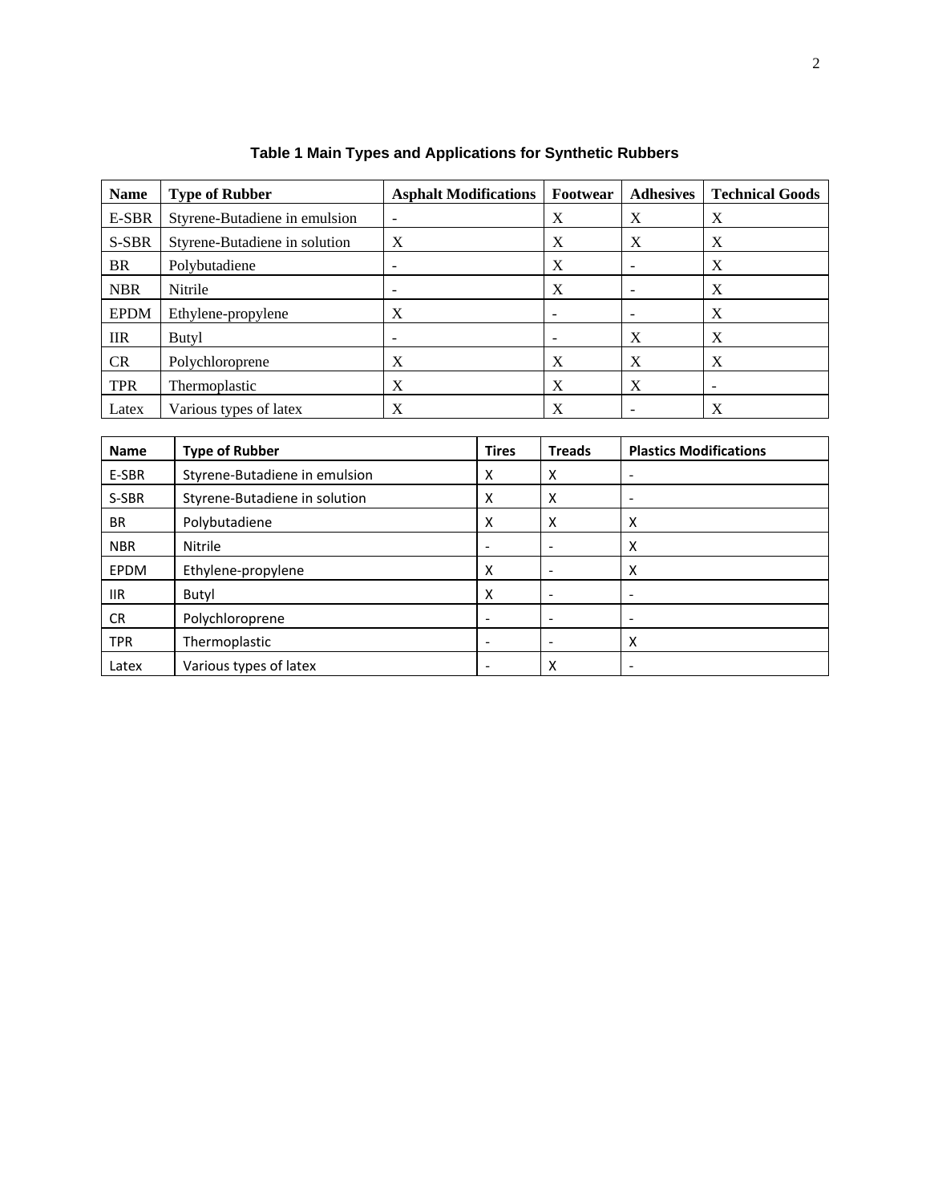**Table 1 Main Types and Applications for Synthetic Rubbers**

| Name | Type of Rubber | Asphalt Modifications | Footwear | Adhesives | Technical Goods |
|---|---|---|---|---|---|
| E-SBR | Styrene-Butadiene in emulsion | - | X | X | X |
| S-SBR | Styrene-Butadiene in solution | X | X | X | X |
| BR | Polybutadiene | - | X | - | X |
| NBR | Nitrile | - | X | - | X |
| EPDM | Ethylene-propylene | X | - | - | X |
| IIR | Butyl | - | - | X | X |
| CR | Polychloroprene | X | X | X | X |
| TPR | Thermoplastic | X | X | X | - |
| Latex | Various types of latex | X | X | - | X |

| Name | Type of Rubber | Tires | Treads | Plastics Modifications |
|---|---|---|---|---|
| E-SBR | Styrene-Butadiene in emulsion | X | X | - |
| S-SBR | Styrene-Butadiene in solution | X | X | - |
| BR | Polybutadiene | X | X | X |
| NBR | Nitrile | - | - | X |
| EPDM | Ethylene-propylene | X | - | X |
| IIR | Butyl | X | - | - |
| CR | Polychloroprene | - | - | - |
| TPR | Thermoplastic | - | - | X |
| Latex | Various types of latex | - | X | - |